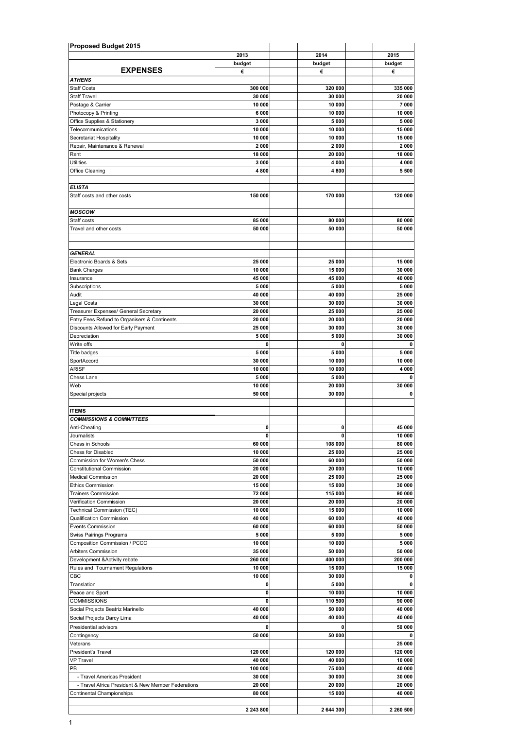| Proposed Budget 2015 | | | | |
|---|---|---|---|---|
| | 2013 | | 2014 | 2015 |
| | budget | | budget | budget |
| **EXPENSES** | € | | € | € |
| ***ATHENS*** | | | | |
| Staff Costs | 300 000 | | 320 000 | 335 000 |
| Staff Travel | 30 000 | | 30 000 | 20 000 |
| Postage & Carrier | 10 000 | | 10 000 | 7 000 |
| Photocopy & Printing | 6 000 | | 10 000 | 10 000 |
| Office Supplies & Stationery | 3 000 | | 5 000 | 5 000 |
| Telecommunications | 10 000 | | 10 000 | 15 000 |
| Secretariat Hospitality | 10 000 | | 10 000 | 15 000 |
| Repair, Maintenance & Renewal | 2 000 | | 2 000 | 2 000 |
| Rent | 18 000 | | 20 000 | 18 000 |
| Utilities | 3 000 | | 4 000 | 4 000 |
| Office Cleaning | 4 800 | | 4 800 | 5 500 |
| | | | | |
| ***ELISTA*** | | | | |
| Staff costs and other costs | 150 000 | | 170 000 | 120 000 |
| | | | | |
| ***MOSCOW*** | | | | |
| Staff costs | 85 000 | | 80 000 | 80 000 |
| Travel and other costs | 50 000 | | 50 000 | 50 000 |
| | | | | |
| ***GENERAL*** | | | | |
| Electronic Boards & Sets | 25 000 | | 25 000 | 15 000 |
| Bank Charges | 10 000 | | 15 000 | 30 000 |
| Insurance | 45 000 | | 45 000 | 40 000 |
| Subscriptions | 5 000 | | 5 000 | 5 000 |
| Audit | 40 000 | | 40 000 | 25 000 |
| Legal Costs | 30 000 | | 30 000 | 30 000 |
| Treasurer Expenses/ General Secretary | 20 000 | | 25 000 | 25 000 |
| Entry Fees Refund to Organisers & Continents | 20 000 | | 20 000 | 20 000 |
| Discounts Allowed for Early Payment | 25 000 | | 30 000 | 30 000 |
| Depreciation | 5 000 | | 5 000 | 30 000 |
| Write offs | 0 | | 0 | 0 |
| Title badges | 5 000 | | 5 000 | 5 000 |
| SportAccord | 30 000 | | 10 000 | 10 000 |
| ARISF | 10 000 | | 10 000 | 4 000 |
| Chess Lane | 5 000 | | 5 000 | 0 |
| Web | 10 000 | | 20 000 | 30 000 |
| Special projects | 50 000 | | 30 000 | 0 |
| | | | | |
| **ITEMS** | | | | |
| ***COMMISSIONS & COMMITTEES*** | | | | |
| Anti-Cheating | 0 | | 0 | 45 000 |
| Journalists | 0 | | 0 | 10 000 |
| Chess in Schools | 60 000 | | 108 000 | 80 000 |
| Chess for Disabled | 10 000 | | 25 000 | 25 000 |
| Commission for Women's Chess | 50 000 | | 60 000 | 50 000 |
| Constitutional Commission | 20 000 | | 20 000 | 10 000 |
| Medical Commission | 20 000 | | 25 000 | 25 000 |
| Ethics Commission | 15 000 | | 15 000 | 30 000 |
| Trainers Commission | 72 000 | | 115 000 | 90 000 |
| Verification Commission | 20 000 | | 20 000 | 20 000 |
| Technical Commission (TEC) | 10 000 | | 15 000 | 10 000 |
| Qualification Commission | 40 000 | | 60 000 | 40 000 |
| Events Commission | 60 000 | | 60 000 | 50 000 |
| Swiss Pairings Programs | 5 000 | | 5 000 | 5 000 |
| Composition Commission / PCCC | 10 000 | | 10 000 | 5 000 |
| Arbiters Commission | 35 000 | | 50 000 | 50 000 |
| Development &Activity rebate | 260 000 | | 400 000 | 200 000 |
| Rules and Tournament Regulations | 10 000 | | 15 000 | 15 000 |
| CBC | 10 000 | | 30 000 | 0 |
| Translation | 0 | | 5 000 | 0 |
| Peace and Sport | 0 | | 10 000 | 10 000 |
| COMMISSIONS | 0 | | 110 500 | 90 000 |
| Social Projects Beatriz Marinello | 40 000 | | 50 000 | 40 000 |
| Social Projects Darcy Lima | 40 000 | | 40 000 | 40 000 |
| Presidential advisors | 0 | | 0 | 50 000 |
| Contingency | 50 000 | | 50 000 | 0 |
| Veterans | | | | 25 000 |
| President's Travel | 120 000 | | 120 000 | 120 000 |
| VP Travel | 40 000 | | 40 000 | 10 000 |
| PB | 100 000 | | 75 000 | 40 000 |
| - Travel Americas President | 30 000 | | 30 000 | 30 000 |
| - Travel Africa President & New Member Federations | 20 000 | | 20 000 | 20 000 |
| Continental Championships | 80 000 | | 15 000 | 40 000 |
| | | | | |
| | 2 243 800 | | 2 644 300 | 2 260 500 |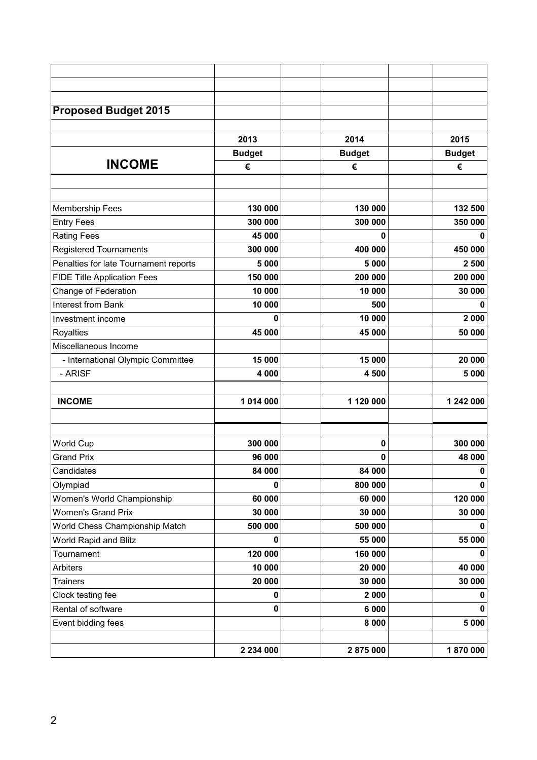## Proposed Budget 2015

| INCOME | 2013 Budget € | | 2014 Budget € | | 2015 Budget € |
|---|---|---|---|---|---|
| Membership Fees | 130 000 | | 130 000 | | 132 500 |
| Entry Fees | 300 000 | | 300 000 | | 350 000 |
| Rating Fees | 45 000 | | 0 | | 0 |
| Registered Tournaments | 300 000 | | 400 000 | | 450 000 |
| Penalties for late Tournament reports | 5 000 | | 5 000 | | 2 500 |
| FIDE Title Application Fees | 150 000 | | 200 000 | | 200 000 |
| Change of Federation | 10 000 | | 10 000 | | 30 000 |
| Interest from Bank | 10 000 | | 500 | | 0 |
| Investment income | 0 | | 10 000 | | 2 000 |
| Royalties | 45 000 | | 45 000 | | 50 000 |
| Miscellaneous Income | | | | | |
| - International Olympic Committee | 15 000 | | 15 000 | | 20 000 |
| - ARISF | 4 000 | | 4 500 | | 5 000 |
| | | | | | |
| **INCOME** | **1 014 000** | | **1 120 000** | | **1 242 000** |
| | | | | | |
| World Cup | 300 000 | | 0 | | 300 000 |
| Grand Prix | 96 000 | | 0 | | 48 000 |
| Candidates | 84 000 | | 84 000 | | 0 |
| Olympiad | 0 | | 800 000 | | 0 |
| Women's World Championship | 60 000 | | 60 000 | | 120 000 |
| Women's Grand Prix | 30 000 | | 30 000 | | 30 000 |
| World Chess Championship Match | 500 000 | | 500 000 | | 0 |
| World Rapid and Blitz | 0 | | 55 000 | | 55 000 |
| Tournament | 120 000 | | 160 000 | | 0 |
| Arbiters | 10 000 | | 20 000 | | 40 000 |
| Trainers | 20 000 | | 30 000 | | 30 000 |
| Clock testing fee | 0 | | 2 000 | | 0 |
| Rental of software | 0 | | 6 000 | | 0 |
| Event bidding fees | | | 8 000 | | 5 000 |
| | | | | | |
| | **2 234 000** | | **2 875 000** | | **1 870 000** |